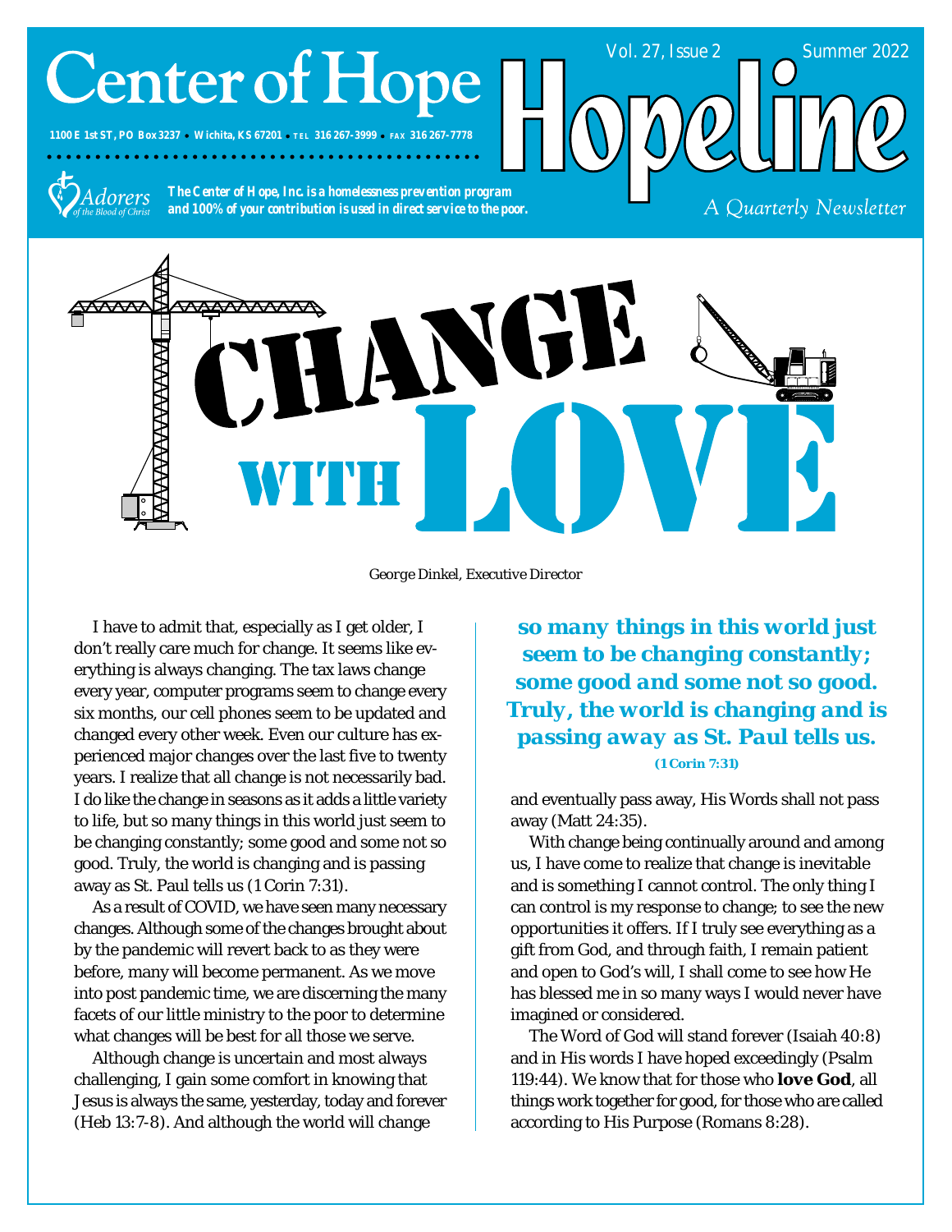# Center of Hope

1100 E 1st ST, PO Box 3237 • Wichita, KS 67201 • TEL 316 267-3999 • FAX 316 267-7778

Adorers of the Blood of Christ

*The Center of Hope, Inc. is a homelessness prevention program and 100% of your contribution is used in direct service to the poor.*

# Hopeline

Vol. 27, Issue 2 — Summer 2022

*A Quarterly Newsletter*

# CHANGE WITH LOVE

George Dinkel, Executive Director

I have to admit that, especially as I get older, I don't really care much for change. It seems like everything is always changing. The tax laws change every year, computer programs seem to change every six months, our cell phones seem to be updated and changed every other week. Even our culture has experienced major changes over the last five to twenty years. I realize that all change is not necessarily bad. I do like the change in seasons as it adds a little variety to life, but so many things in this world just seem to be changing constantly; some good and some not so good. Truly, the world is changing and is passing away as St. Paul tells us (1 Corin 7:31).

As a result of COVID, we have seen many necessary changes. Although some of the changes brought about by the pandemic will revert back to as they were before, many will become permanent. As we move into post pandemic time, we are discerning the many facets of our little ministry to the poor to determine what changes will be best for all those we serve.

Although change is uncertain and most always challenging, I gain some comfort in knowing that Jesus is always the same, yesterday, today and forever (Heb 13:7-8). And although the world will change and eventually pass away, His Words shall not pass away (Matt 24:35).

> ***so many things in this world just seem to be changing constantly; some good and some not so good. Truly, the world is changing and is passing away as St. Paul tells us.***
> **(1 Corin 7:31)**

With change being continually around and among us, I have come to realize that change is inevitable and is something I cannot control. The only thing I can control is my response to change; to see the new opportunities it offers. If I truly see everything as a gift from God, and through faith, I remain patient and open to God's will, I shall come to see how He has blessed me in so many ways I would never have imagined or considered.

The Word of God will stand forever (Isaiah 40:8) and in His words I have hoped exceedingly (Psalm 119:44). We know that for those who **love God**, all things work together for good, for those who are called according to His Purpose (Romans 8:28).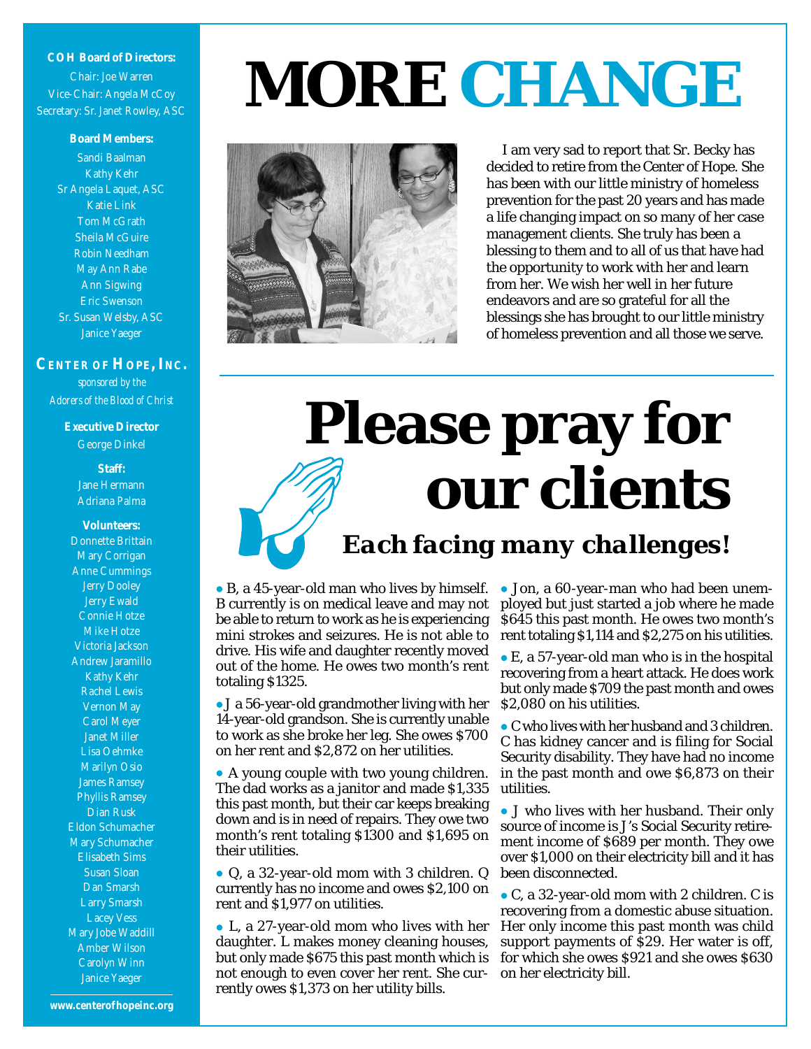**COH Board of Directors:**
Chair: Joe Warren
Vice-Chair: Angela McCoy
Secretary: Sr. Janet Rowley, ASC

**Board Members:**
Sandi Baalman
Kathy Kehr
Sr Angela Laquet, ASC
Katie Link
Tom McGrath
Sheila McGuire
Robin Needham
May Ann Rabe
Ann Sigwing
Eric Swenson
Sr. Susan Welsby, ASC
Janice Yaeger

**CENTER OF HOPE, INC.**
*sponsored by the Adorers of the Blood of Christ*

**Executive Director**
George Dinkel

**Staff:**
Jane Hermann
Adriana Palma

**Volunteers:**
Donnette Brittain
Mary Corrigan
Anne Cummings
Jerry Dooley
Jerry Ewald
Connie Hotze
Mike Hotze
Victoria Jackson
Andrew Jaramillo
Kathy Kehr
Rachel Lewis
Vernon May
Carol Meyer
Janet Miller
Lisa Oehmke
Marilyn Osio
James Ramsey
Phyllis Ramsey
Dian Rusk
Eldon Schumacher
Mary Schumacher
Elisabeth Sims
Susan Sloan
Dan Smarsh
Larry Smarsh
Lacey Vess
Mary Jobe Waddill
Amber Wilson
Carolyn Winn
Janice Yaeger

**www.centerofhopeinc.org**

# MORE CHANGE

I am very sad to report that Sr. Becky has decided to retire from the Center of Hope. She has been with our little ministry of homeless prevention for the past 20 years and has made a life changing impact on so many of her case management clients. She truly has been a blessing to them and to all of us that have had the opportunity to work with her and learn from her. We wish her well in her future endeavors and are so grateful for all the blessings she has brought to our little ministry of homeless prevention and all those we serve.

# Please pray for our clients

## *Each facing many challenges!*

- B, a 45-year-old man who lives by himself. B currently is on medical leave and may not be able to return to work as he is experiencing mini strokes and seizures. He is not able to drive. His wife and daughter recently moved out of the home. He owes two month's rent totaling $1325.
- J a 56-year-old grandmother living with her 14-year-old grandson. She is currently unable to work as she broke her leg. She owes $700 on her rent and $2,872 on her utilities.
- A young couple with two young children. The dad works as a janitor and made $1,335 this past month, but their car keeps breaking down and is in need of repairs. They owe two month's rent totaling $1300 and $1,695 on their utilities.
- Q, a 32-year-old mom with 3 children. Q currently has no income and owes $2,100 on rent and $1,977 on utilities.
- L, a 27-year-old mom who lives with her daughter. L makes money cleaning houses, but only made $675 this past month which is not enough to even cover her rent. She currently owes $1,373 on her utility bills.
- Jon, a 60-year-man who had been unemployed but just started a job where he made $645 this past month. He owes two month's rent totaling $1,114 and $2,275 on his utilities.
- E, a 57-year-old man who is in the hospital recovering from a heart attack. He does work but only made $709 the past month and owes $2,080 on his utilities.
- C who lives with her husband and 3 children. C has kidney cancer and is filing for Social Security disability. They have had no income in the past month and owe $6,873 on their utilities.
- J who lives with her husband. Their only source of income is J's Social Security retirement income of $689 per month. They owe over $1,000 on their electricity bill and it has been disconnected.
- C, a 32-year-old mom with 2 children. C is recovering from a domestic abuse situation. Her only income this past month was child support payments of $29. Her water is off, for which she owes $921 and she owes $630 on her electricity bill.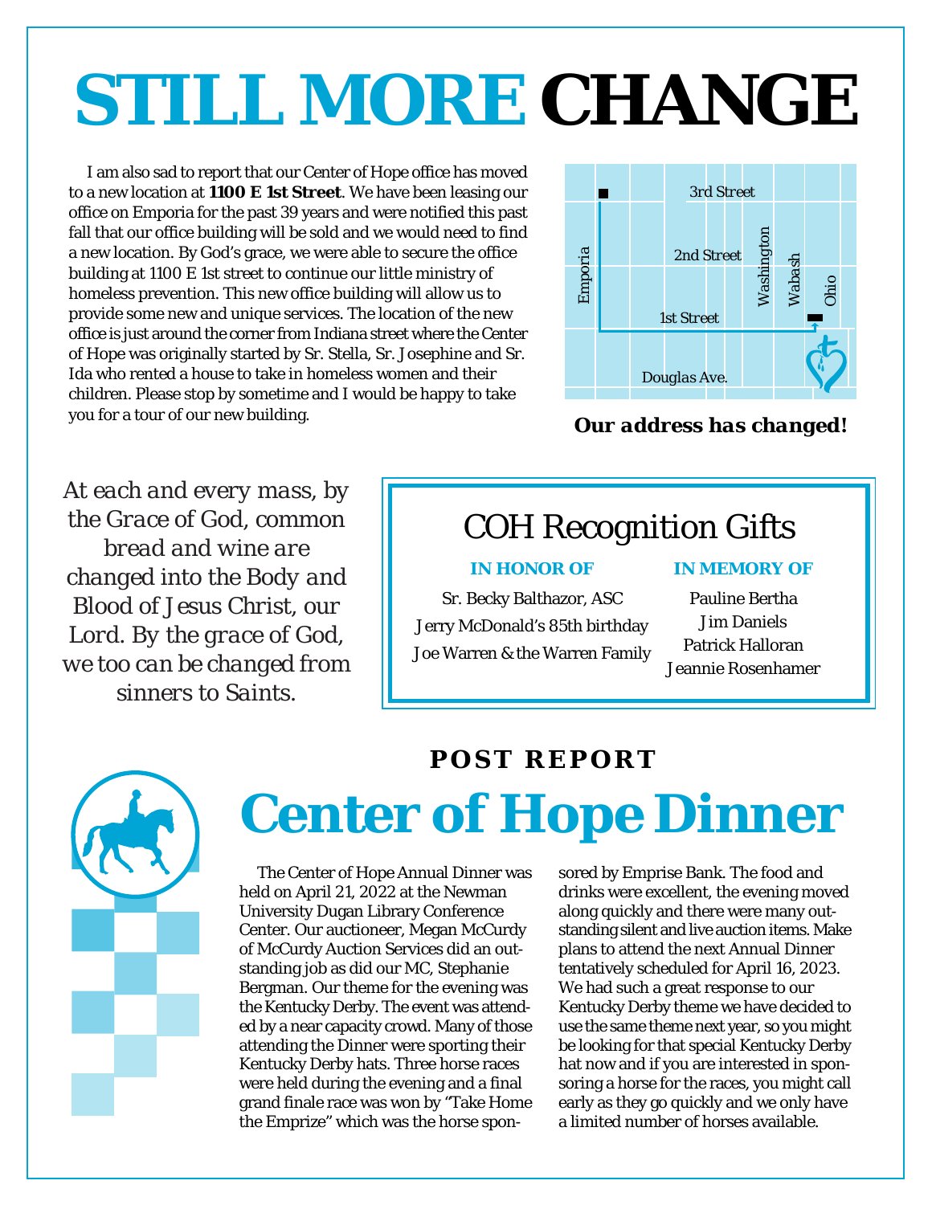# STILL MORE CHANGE

I am also sad to report that our Center of Hope office has moved to a new location at **1100 E 1st Street**. We have been leasing our office on Emporia for the past 39 years and were notified this past fall that our office building will be sold and we would need to find a new location. By God's grace, we were able to secure the office building at 1100 E 1st street to continue our little ministry of homeless prevention. This new office building will allow us to provide some new and unique services. The location of the new office is just around the corner from Indiana street where the Center of Hope was originally started by Sr. Stella, Sr. Josephine and Sr. Ida who rented a house to take in homeless women and their children. Please stop by sometime and I would be happy to take you for a tour of our new building.

3rd Street
2nd Street
1st Street
Douglas Ave.
Emporia
Washington
Wabash
Ohio

***Our address has changed!***

*At each and every mass, by the Grace of God, common bread and wine are changed into the Body and Blood of Jesus Christ, our Lord. By the grace of God, we too can be changed from sinners to Saints.*

## COH Recognition Gifts

**IN HONOR OF**

Sr. Becky Balthazor, ASC
Jerry McDonald's 85th birthday
Joe Warren & the Warren Family

**IN MEMORY OF**

Pauline Bertha
Jim Daniels
Patrick Halloran
Jeannie Rosenhamer

### POST REPORT

# Center of Hope Dinner

The Center of Hope Annual Dinner was held on April 21, 2022 at the Newman University Dugan Library Conference Center. Our auctioneer, Megan McCurdy of McCurdy Auction Services did an outstanding job as did our MC, Stephanie Bergman. Our theme for the evening was the Kentucky Derby. The event was attended by a near capacity crowd. Many of those attending the Dinner were sporting their Kentucky Derby hats. Three horse races were held during the evening and a final grand finale race was won by "Take Home the Emprize" which was the horse sponsored by Emprise Bank. The food and drinks were excellent, the evening moved along quickly and there were many outstanding silent and live auction items. Make plans to attend the next Annual Dinner tentatively scheduled for April 16, 2023. We had such a great response to our Kentucky Derby theme we have decided to use the same theme next year, so you might be looking for that special Kentucky Derby hat now and if you are interested in sponsoring a horse for the races, you might call early as they go quickly and we only have a limited number of horses available.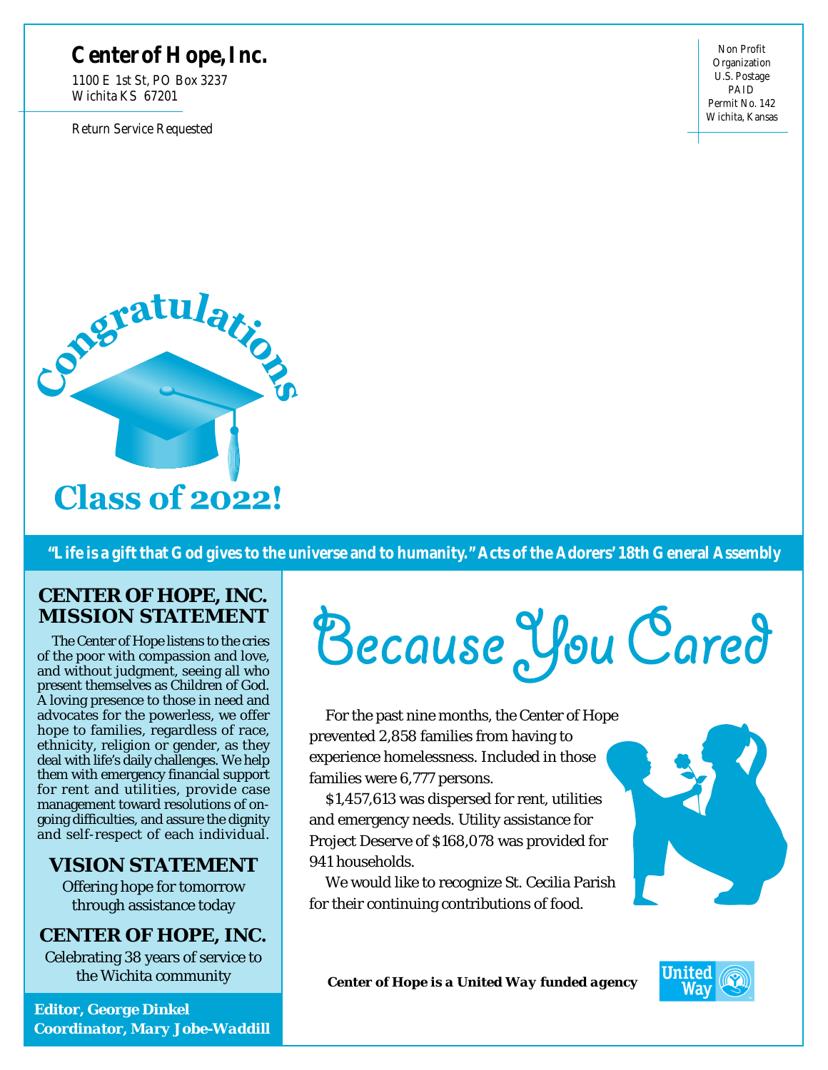**Center of Hope, Inc.**
1100 E 1st St, PO Box 3237
Wichita KS 67201

Return Service Requested

Non Profit
Organization
U.S. Postage
PAID
Permit No. 142
Wichita, Kansas

Congratulations

Class of 2022!

**"Life is a gift that God gives to the universe and to humanity." Acts of the Adorers' 18th General Assembly**

## CENTER OF HOPE, INC. MISSION STATEMENT

The Center of Hope listens to the cries of the poor with compassion and love, and without judgment, seeing all who present themselves as Children of God. A loving presence to those in need and advocates for the powerless, we offer hope to families, regardless of race, ethnicity, religion or gender, as they deal with life's daily challenges. We help them with emergency financial support for rent and utilities, provide case management toward resolutions of on-going difficulties, and assure the dignity and self-respect of each individual.

## VISION STATEMENT

Offering hope for tomorrow through assistance today

## CENTER OF HOPE, INC.

Celebrating 38 years of service to the Wichita community

**Editor, George Dinkel**
**Coordinator, Mary Jobe-Waddill**

# Because You Cared

For the past nine months, the Center of Hope prevented 2,858 families from having to experience homelessness. Included in those families were 6,777 persons.

$1,457,613 was dispersed for rent, utilities and emergency needs. Utility assistance for Project Deserve of $168,078 was provided for 941 households.

We would like to recognize St. Cecilia Parish for their continuing contributions of food.

***Center of Hope is a United Way funded agency***

United Way